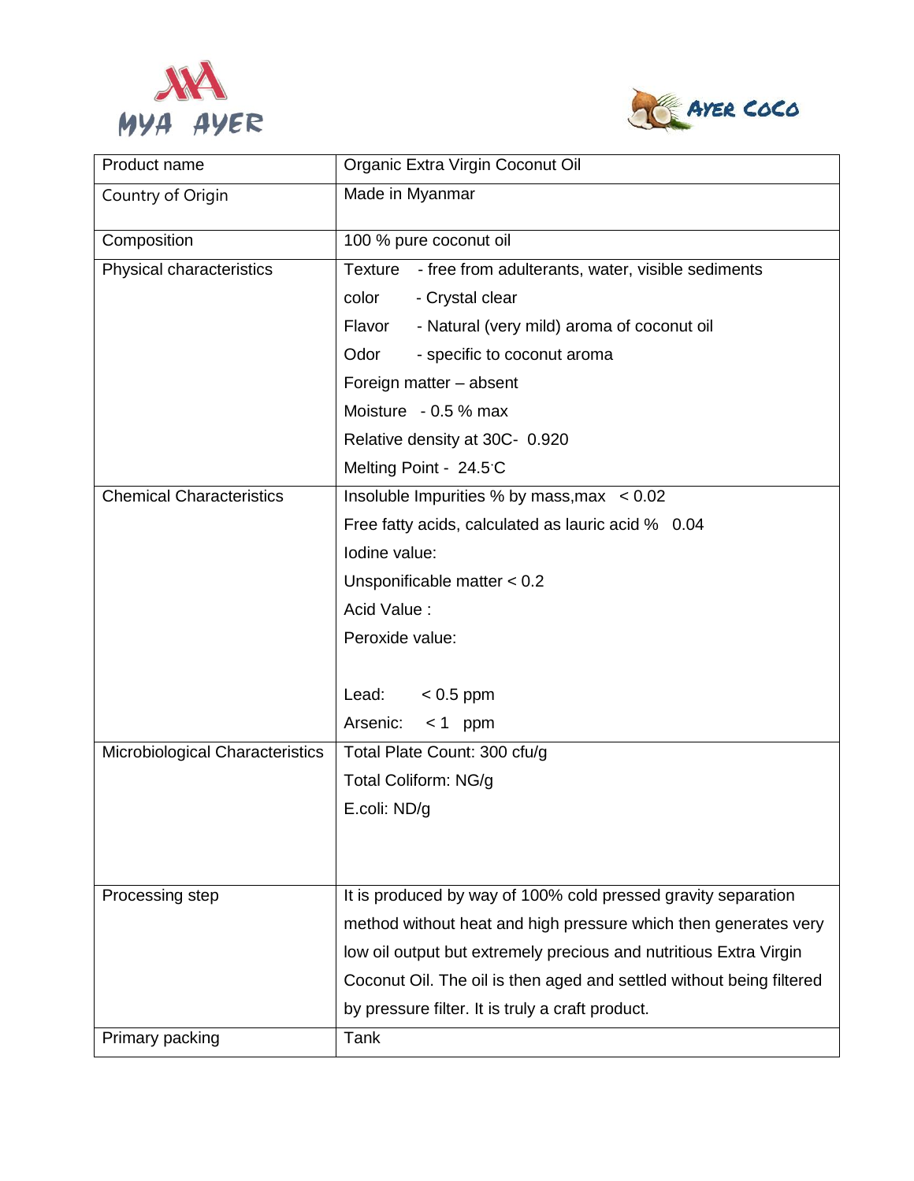MYA AYER

AYER COCO

| Product name | Organic Extra Virgin Coconut Oil |
| --- | --- |
| Country of Origin | Made in Myanmar |
| Composition | 100 % pure coconut oil |
| Physical characteristics | Texture - free from adulterants, water, visible sediments<br>color - Crystal clear<br>Flavor - Natural (very mild) aroma of coconut oil<br>Odor - specific to coconut aroma<br>Foreign matter – absent<br>Moisture - 0.5 % max<br>Relative density at 30C- 0.920<br>Melting Point - 24.5°C |
| Chemical Characteristics | Insoluble Impurities % by mass,max < 0.02<br>Free fatty acids, calculated as lauric acid % 0.04<br>Iodine value:<br>Unsponificable matter < 0.2<br>Acid Value :<br>Peroxide value:<br><br>Lead: < 0.5 ppm<br>Arsenic: < 1 ppm |
| Microbiological Characteristics | Total Plate Count: 300 cfu/g<br>Total Coliform: NG/g<br>E.coli: ND/g |
| Processing step | It is produced by way of 100% cold pressed gravity separation method without heat and high pressure which then generates very low oil output but extremely precious and nutritious Extra Virgin Coconut Oil. The oil is then aged and settled without being filtered by pressure filter. It is truly a craft product. |
| Primary packing | Tank |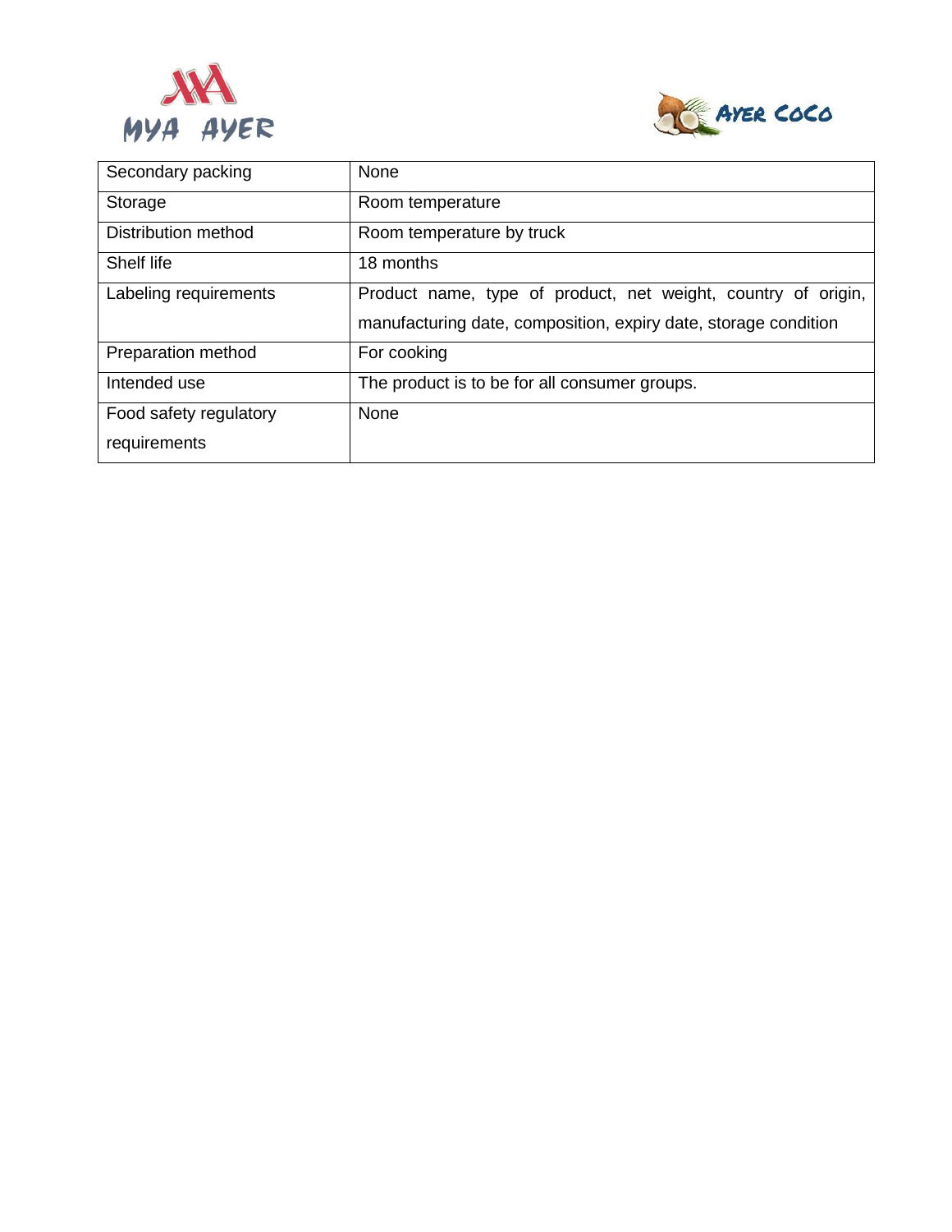| | |
|---|---|
| Secondary packing | None |
| Storage | Room temperature |
| Distribution method | Room temperature by truck |
| Shelf life | 18 months |
| Labeling requirements | Product name, type of product, net weight, country of origin, manufacturing date, composition, expiry date, storage condition |
| Preparation method | For cooking |
| Intended use | The product is to be for all consumer groups. |
| Food safety regulatory requirements | None |